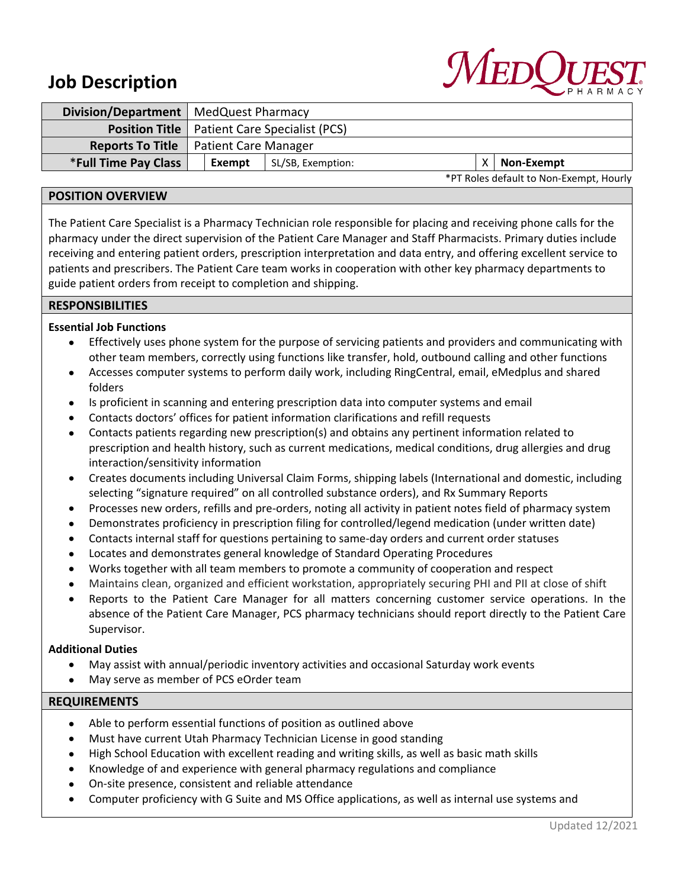# Job Description

MEDQUEST PHARMACY

| Division/Department | MedQuest Pharmacy | | | |
|---|---|---|---|---|
| **Position Title** | Patient Care Specialist (PCS) | | | |
| **Reports To Title** | Patient Care Manager | | | |
| ***Full Time Pay Class** | **Exempt** | SL/SB, Exemption: | X | **Non-Exempt** |

*PT Roles default to Non-Exempt, Hourly

## POSITION OVERVIEW

The Patient Care Specialist is a Pharmacy Technician role responsible for placing and receiving phone calls for the pharmacy under the direct supervision of the Patient Care Manager and Staff Pharmacists. Primary duties include receiving and entering patient orders, prescription interpretation and data entry, and offering excellent service to patients and prescribers. The Patient Care team works in cooperation with other key pharmacy departments to guide patient orders from receipt to completion and shipping.

## RESPONSIBILITIES

**Essential Job Functions**

- Effectively uses phone system for the purpose of servicing patients and providers and communicating with other team members, correctly using functions like transfer, hold, outbound calling and other functions
- Accesses computer systems to perform daily work, including RingCentral, email, eMedplus and shared folders
- Is proficient in scanning and entering prescription data into computer systems and email
- Contacts doctors' offices for patient information clarifications and refill requests
- Contacts patients regarding new prescription(s) and obtains any pertinent information related to prescription and health history, such as current medications, medical conditions, drug allergies and drug interaction/sensitivity information
- Creates documents including Universal Claim Forms, shipping labels (International and domestic, including selecting "signature required" on all controlled substance orders), and Rx Summary Reports
- Processes new orders, refills and pre-orders, noting all activity in patient notes field of pharmacy system
- Demonstrates proficiency in prescription filing for controlled/legend medication (under written date)
- Contacts internal staff for questions pertaining to same-day orders and current order statuses
- Locates and demonstrates general knowledge of Standard Operating Procedures
- Works together with all team members to promote a community of cooperation and respect
- Maintains clean, organized and efficient workstation, appropriately securing PHI and PII at close of shift
- Reports to the Patient Care Manager for all matters concerning customer service operations. In the absence of the Patient Care Manager, PCS pharmacy technicians should report directly to the Patient Care Supervisor.

**Additional Duties**

- May assist with annual/periodic inventory activities and occasional Saturday work events
- May serve as member of PCS eOrder team

## REQUIREMENTS

- Able to perform essential functions of position as outlined above
- Must have current Utah Pharmacy Technician License in good standing
- High School Education with excellent reading and writing skills, as well as basic math skills
- Knowledge of and experience with general pharmacy regulations and compliance
- On-site presence, consistent and reliable attendance
- Computer proficiency with G Suite and MS Office applications, as well as internal use systems and

Updated 12/2021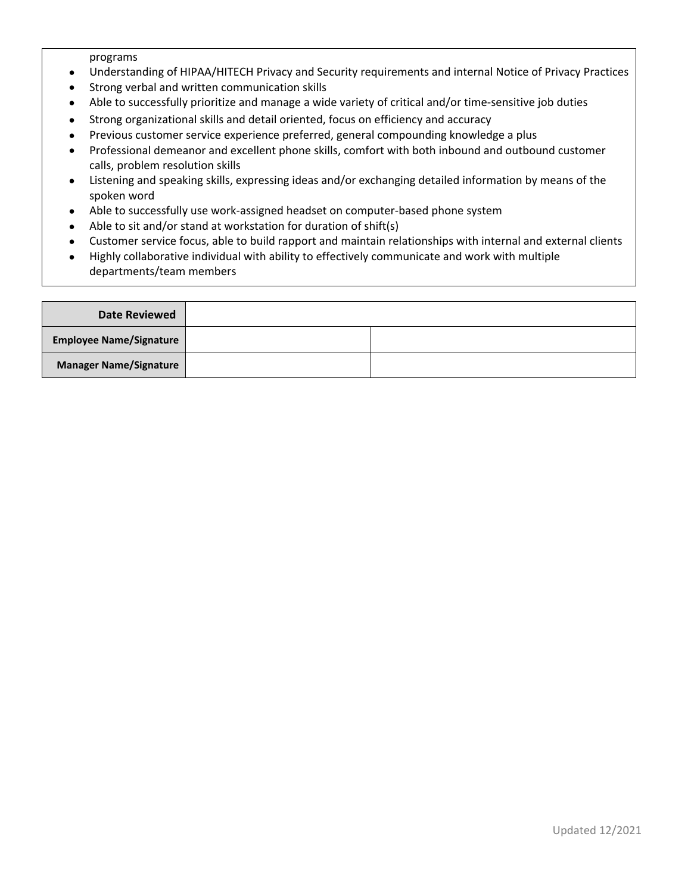programs

- Understanding of HIPAA/HITECH Privacy and Security requirements and internal Notice of Privacy Practices
- Strong verbal and written communication skills
- Able to successfully prioritize and manage a wide variety of critical and/or time-sensitive job duties
- Strong organizational skills and detail oriented, focus on efficiency and accuracy
- Previous customer service experience preferred, general compounding knowledge a plus
- Professional demeanor and excellent phone skills, comfort with both inbound and outbound customer calls, problem resolution skills
- Listening and speaking skills, expressing ideas and/or exchanging detailed information by means of the spoken word
- Able to successfully use work-assigned headset on computer-based phone system
- Able to sit and/or stand at workstation for duration of shift(s)
- Customer service focus, able to build rapport and maintain relationships with internal and external clients
- Highly collaborative individual with ability to effectively communicate and work with multiple departments/team members

| | | |
|---|---|---|
| **Date Reviewed** | | |
| **Employee Name/Signature** | | |
| **Manager Name/Signature** | | |

Updated 12/2021